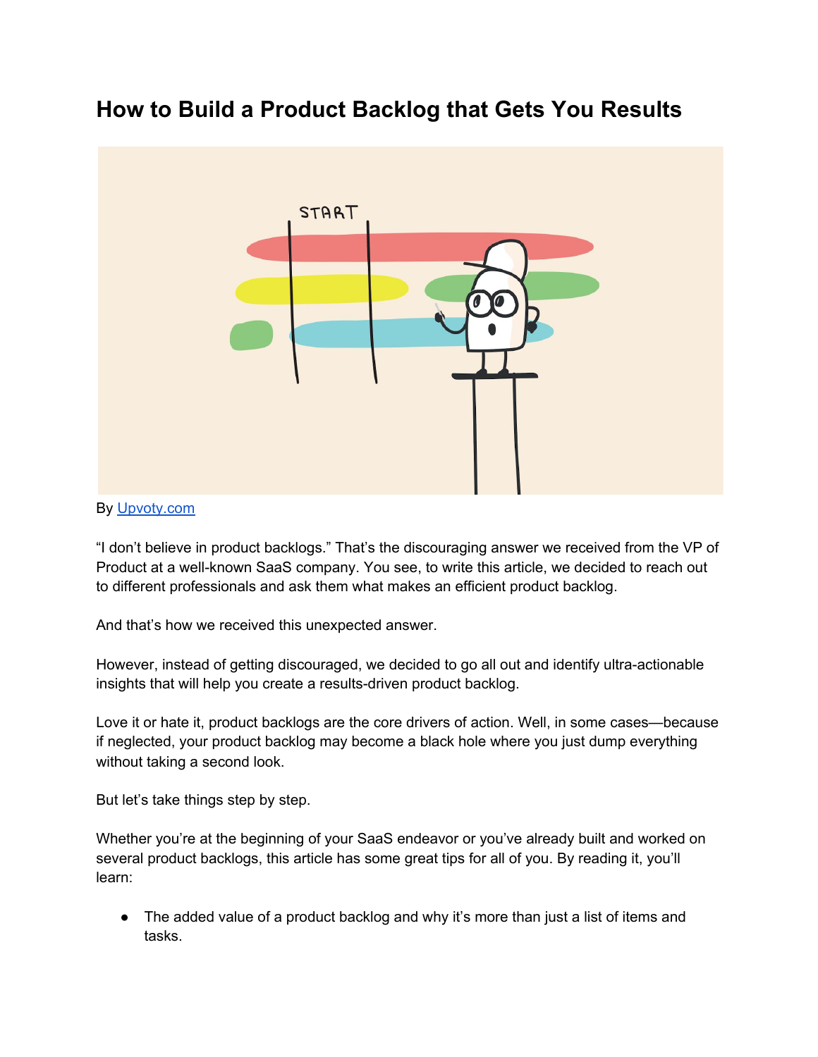# How to Build a Product Backlog that Gets You Results

By [Upvoty.com](Upvoty.com)

"I don't believe in product backlogs." That's the discouraging answer we received from the VP of Product at a well-known SaaS company. You see, to write this article, we decided to reach out to different professionals and ask them what makes an efficient product backlog.

And that's how we received this unexpected answer.

However, instead of getting discouraged, we decided to go all out and identify ultra-actionable insights that will help you create a results-driven product backlog.

Love it or hate it, product backlogs are the core drivers of action. Well, in some cases—because if neglected, your product backlog may become a black hole where you just dump everything without taking a second look.

But let's take things step by step.

Whether you're at the beginning of your SaaS endeavor or you've already built and worked on several product backlogs, this article has some great tips for all of you. By reading it, you'll learn:

- The added value of a product backlog and why it's more than just a list of items and tasks.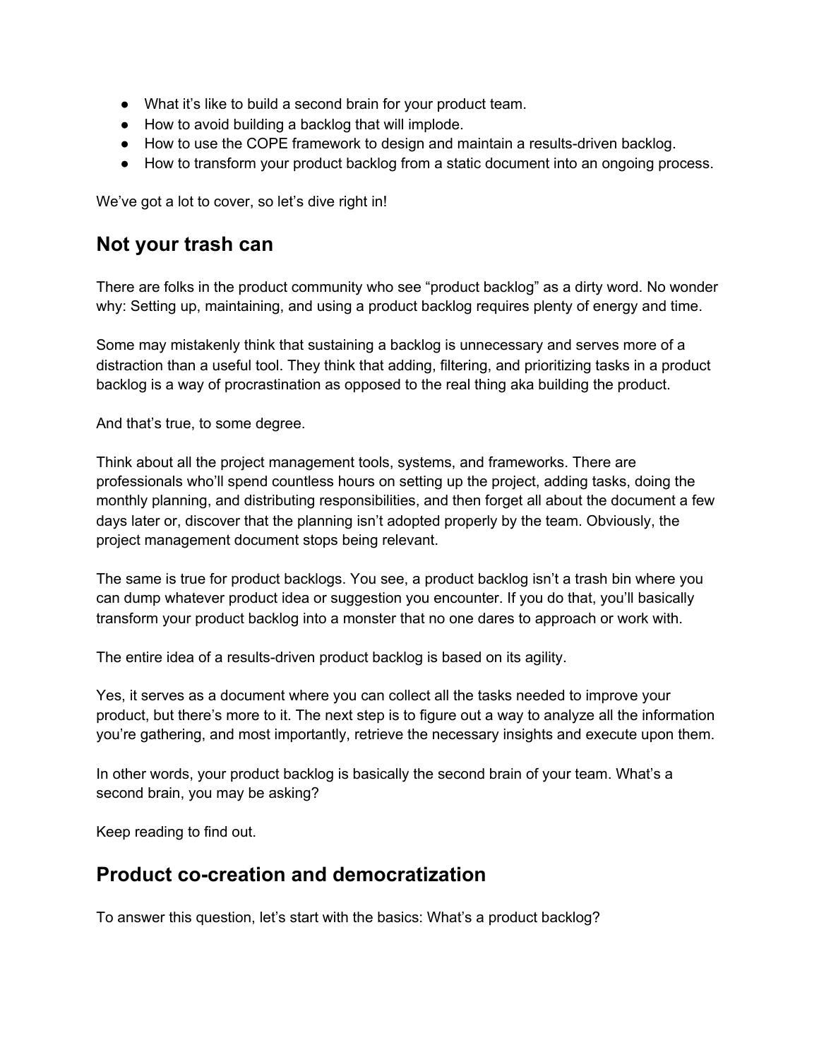- What it's like to build a second brain for your product team.
- How to avoid building a backlog that will implode.
- How to use the COPE framework to design and maintain a results-driven backlog.
- How to transform your product backlog from a static document into an ongoing process.

We've got a lot to cover, so let's dive right in!

## Not your trash can

There are folks in the product community who see "product backlog" as a dirty word. No wonder why: Setting up, maintaining, and using a product backlog requires plenty of energy and time.

Some may mistakenly think that sustaining a backlog is unnecessary and serves more of a distraction than a useful tool. They think that adding, filtering, and prioritizing tasks in a product backlog is a way of procrastination as opposed to the real thing aka building the product.

And that's true, to some degree.

Think about all the project management tools, systems, and frameworks. There are professionals who'll spend countless hours on setting up the project, adding tasks, doing the monthly planning, and distributing responsibilities, and then forget all about the document a few days later or, discover that the planning isn't adopted properly by the team. Obviously, the project management document stops being relevant.

The same is true for product backlogs. You see, a product backlog isn't a trash bin where you can dump whatever product idea or suggestion you encounter. If you do that, you'll basically transform your product backlog into a monster that no one dares to approach or work with.

The entire idea of a results-driven product backlog is based on its agility.

Yes, it serves as a document where you can collect all the tasks needed to improve your product, but there's more to it. The next step is to figure out a way to analyze all the information you're gathering, and most importantly, retrieve the necessary insights and execute upon them.

In other words, your product backlog is basically the second brain of your team. What's a second brain, you may be asking?

Keep reading to find out.

## Product co-creation and democratization

To answer this question, let's start with the basics: What's a product backlog?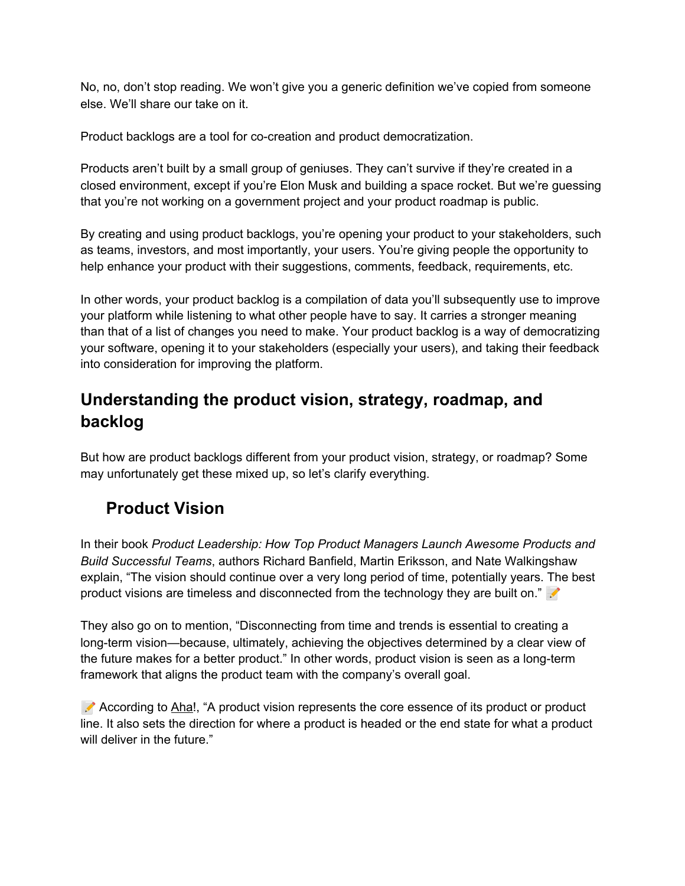No, no, don't stop reading. We won't give you a generic definition we've copied from someone else. We'll share our take on it.

Product backlogs are a tool for co-creation and product democratization.

Products aren't built by a small group of geniuses. They can't survive if they're created in a closed environment, except if you're Elon Musk and building a space rocket. But we're guessing that you're not working on a government project and your product roadmap is public.

By creating and using product backlogs, you're opening your product to your stakeholders, such as teams, investors, and most importantly, your users. You're giving people the opportunity to help enhance your product with their suggestions, comments, feedback, requirements, etc.

In other words, your product backlog is a compilation of data you'll subsequently use to improve your platform while listening to what other people have to say. It carries a stronger meaning than that of a list of changes you need to make. Your product backlog is a way of democratizing your software, opening it to your stakeholders (especially your users), and taking their feedback into consideration for improving the platform.

## Understanding the product vision, strategy, roadmap, and backlog

But how are product backlogs different from your product vision, strategy, or roadmap? Some may unfortunately get these mixed up, so let's clarify everything.

### Product Vision

In their book *Product Leadership: How Top Product Managers Launch Awesome Products and Build Successful Teams*, authors Richard Banfield, Martin Eriksson, and Nate Walkingshaw explain, "The vision should continue over a very long period of time, potentially years. The best product visions are timeless and disconnected from the technology they are built on." 📝

They also go on to mention, "Disconnecting from time and trends is essential to creating a long-term vision—because, ultimately, achieving the objectives determined by a clear view of the future makes for a better product." In other words, product vision is seen as a long-term framework that aligns the product team with the company's overall goal.

📝 According to Aha!, "A product vision represents the core essence of its product or product line. It also sets the direction for where a product is headed or the end state for what a product will deliver in the future."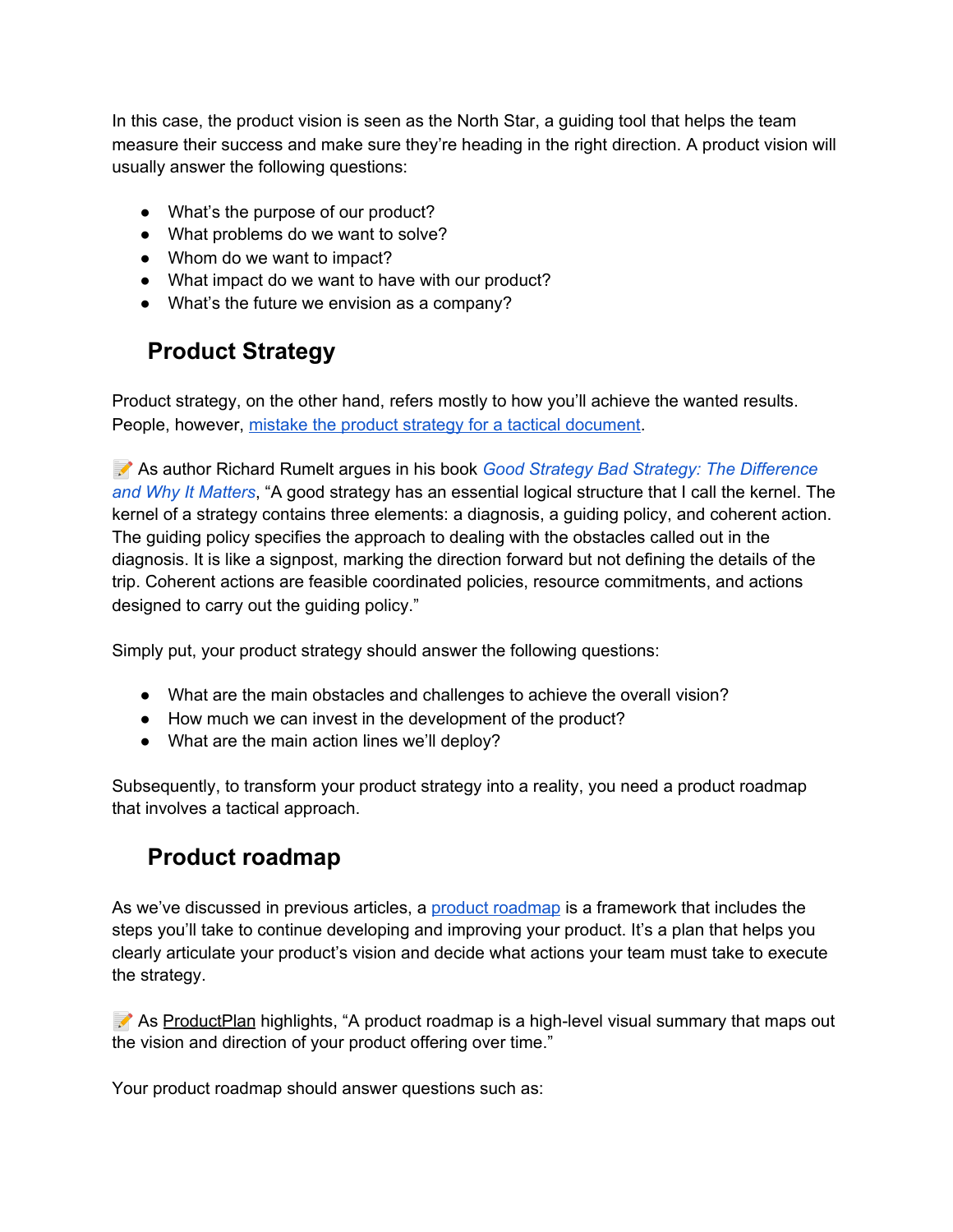In this case, the product vision is seen as the North Star, a guiding tool that helps the team measure their success and make sure they're heading in the right direction. A product vision will usually answer the following questions:

- What's the purpose of our product?
- What problems do we want to solve?
- Whom do we want to impact?
- What impact do we want to have with our product?
- What's the future we envision as a company?

## Product Strategy

Product strategy, on the other hand, refers mostly to how you'll achieve the wanted results. People, however, [mistake the product strategy for a tactical document](#).

📝 As author Richard Rumelt argues in his book *Good Strategy Bad Strategy: The Difference and Why It Matters*, "A good strategy has an essential logical structure that I call the kernel. The kernel of a strategy contains three elements: a diagnosis, a guiding policy, and coherent action. The guiding policy specifies the approach to dealing with the obstacles called out in the diagnosis. It is like a signpost, marking the direction forward but not defining the details of the trip. Coherent actions are feasible coordinated policies, resource commitments, and actions designed to carry out the guiding policy."

Simply put, your product strategy should answer the following questions:

- What are the main obstacles and challenges to achieve the overall vision?
- How much we can invest in the development of the product?
- What are the main action lines we'll deploy?

Subsequently, to transform your product strategy into a reality, you need a product roadmap that involves a tactical approach.

## Product roadmap

As we've discussed in previous articles, a [product roadmap](#) is a framework that includes the steps you'll take to continue developing and improving your product. It's a plan that helps you clearly articulate your product's vision and decide what actions your team must take to execute the strategy.

📝 As ProductPlan highlights, "A product roadmap is a high-level visual summary that maps out the vision and direction of your product offering over time."

Your product roadmap should answer questions such as: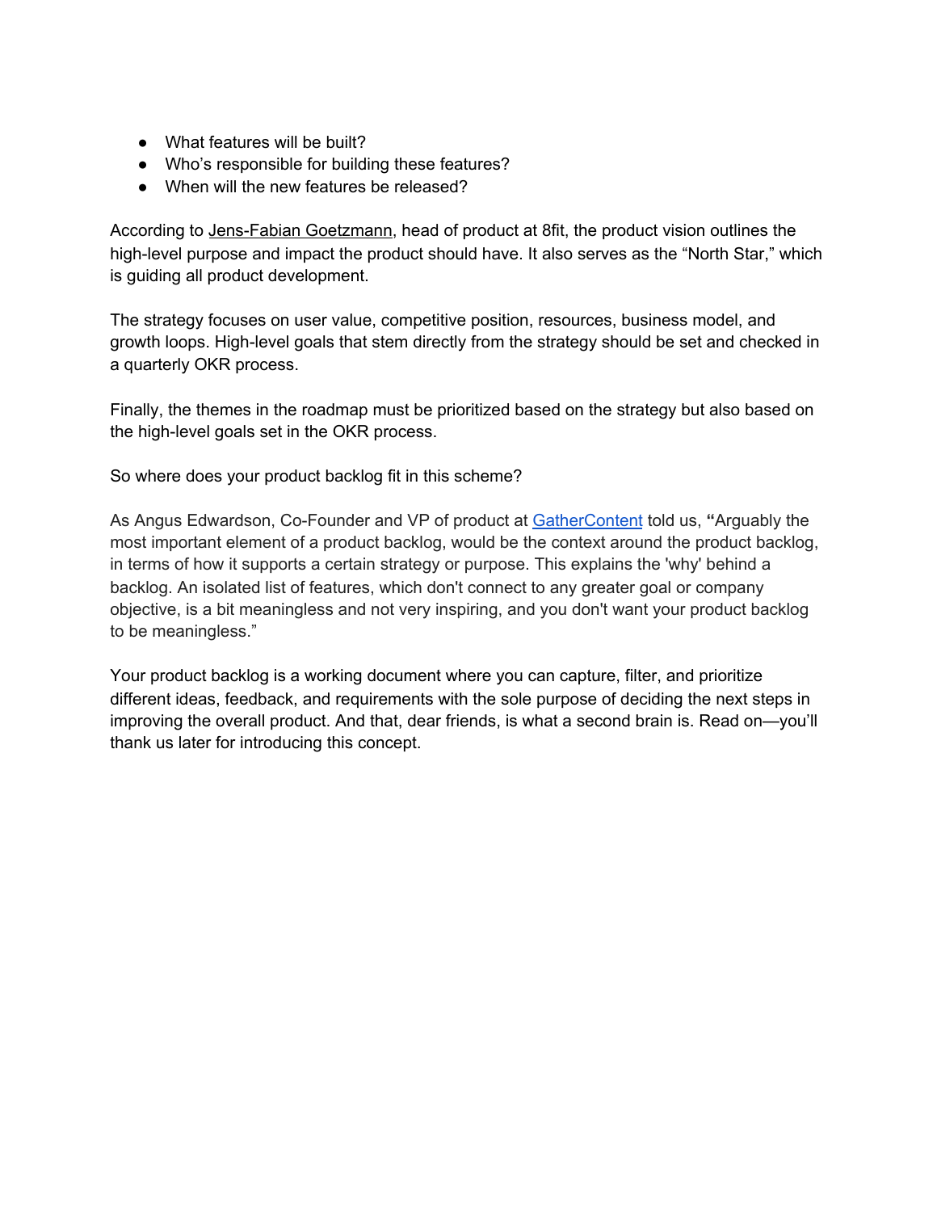- What features will be built?
- Who's responsible for building these features?
- When will the new features be released?

According to Jens-Fabian Goetzmann, head of product at 8fit, the product vision outlines the high-level purpose and impact the product should have. It also serves as the "North Star," which is guiding all product development.

The strategy focuses on user value, competitive position, resources, business model, and growth loops. High-level goals that stem directly from the strategy should be set and checked in a quarterly OKR process.

Finally, the themes in the roadmap must be prioritized based on the strategy but also based on the high-level goals set in the OKR process.

So where does your product backlog fit in this scheme?

As Angus Edwardson, Co-Founder and VP of product at GatherContent told us, **"**Arguably the most important element of a product backlog, would be the context around the product backlog, in terms of how it supports a certain strategy or purpose. This explains the 'why' behind a backlog. An isolated list of features, which don't connect to any greater goal or company objective, is a bit meaningless and not very inspiring, and you don't want your product backlog to be meaningless."

Your product backlog is a working document where you can capture, filter, and prioritize different ideas, feedback, and requirements with the sole purpose of deciding the next steps in improving the overall product. And that, dear friends, is what a second brain is. Read on—you'll thank us later for introducing this concept.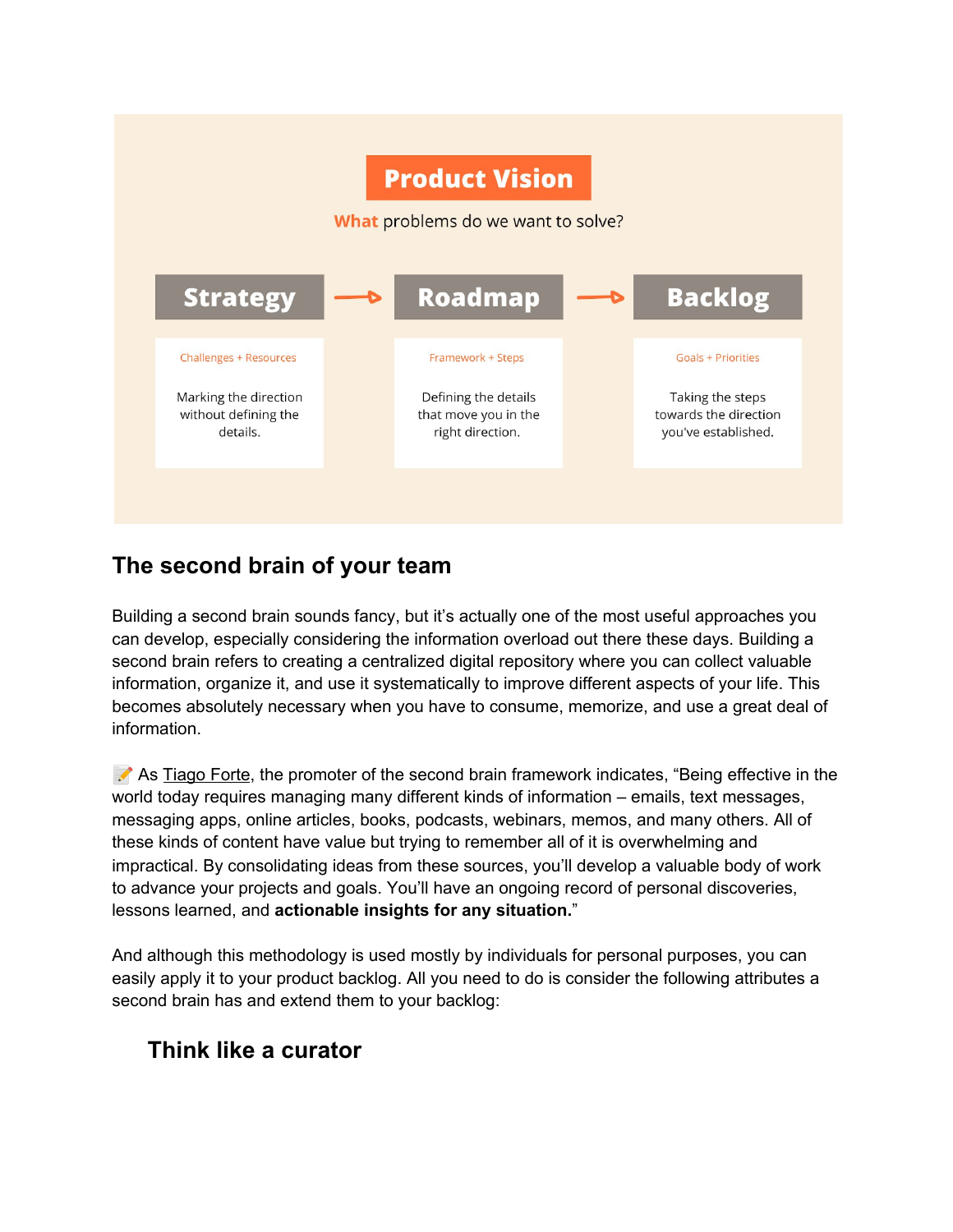**Product Vision**

**What** problems do we want to solve?

| Strategy | Roadmap | Backlog |
| --- | --- | --- |
| Challenges + Resources | Framework + Steps | Goals + Priorities |
| Marking the direction without defining the details. | Defining the details that move you in the right direction. | Taking the steps towards the direction you've established. |

## The second brain of your team

Building a second brain sounds fancy, but it's actually one of the most useful approaches you can develop, especially considering the information overload out there these days. Building a second brain refers to creating a centralized digital repository where you can collect valuable information, organize it, and use it systematically to improve different aspects of your life. This becomes absolutely necessary when you have to consume, memorize, and use a great deal of information.

📝 As Tiago Forte, the promoter of the second brain framework indicates, "Being effective in the world today requires managing many different kinds of information – emails, text messages, messaging apps, online articles, books, podcasts, webinars, memos, and many others. All of these kinds of content have value but trying to remember all of it is overwhelming and impractical. By consolidating ideas from these sources, you'll develop a valuable body of work to advance your projects and goals. You'll have an ongoing record of personal discoveries, lessons learned, and **actionable insights for any situation.**"

And although this methodology is used mostly by individuals for personal purposes, you can easily apply it to your product backlog. All you need to do is consider the following attributes a second brain has and extend them to your backlog:

### Think like a curator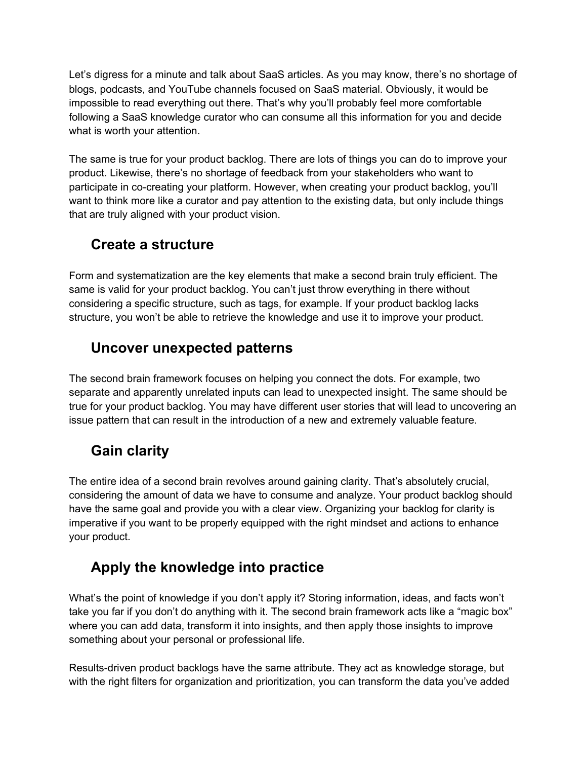Let's digress for a minute and talk about SaaS articles. As you may know, there's no shortage of blogs, podcasts, and YouTube channels focused on SaaS material. Obviously, it would be impossible to read everything out there. That's why you'll probably feel more comfortable following a SaaS knowledge curator who can consume all this information for you and decide what is worth your attention.

The same is true for your product backlog. There are lots of things you can do to improve your product. Likewise, there's no shortage of feedback from your stakeholders who want to participate in co-creating your platform. However, when creating your product backlog, you'll want to think more like a curator and pay attention to the existing data, but only include things that are truly aligned with your product vision.

## Create a structure

Form and systematization are the key elements that make a second brain truly efficient. The same is valid for your product backlog. You can't just throw everything in there without considering a specific structure, such as tags, for example. If your product backlog lacks structure, you won't be able to retrieve the knowledge and use it to improve your product.

## Uncover unexpected patterns

The second brain framework focuses on helping you connect the dots. For example, two separate and apparently unrelated inputs can lead to unexpected insight. The same should be true for your product backlog. You may have different user stories that will lead to uncovering an issue pattern that can result in the introduction of a new and extremely valuable feature.

## Gain clarity

The entire idea of a second brain revolves around gaining clarity. That's absolutely crucial, considering the amount of data we have to consume and analyze. Your product backlog should have the same goal and provide you with a clear view. Organizing your backlog for clarity is imperative if you want to be properly equipped with the right mindset and actions to enhance your product.

## Apply the knowledge into practice

What's the point of knowledge if you don't apply it? Storing information, ideas, and facts won't take you far if you don't do anything with it. The second brain framework acts like a "magic box" where you can add data, transform it into insights, and then apply those insights to improve something about your personal or professional life.

Results-driven product backlogs have the same attribute. They act as knowledge storage, but with the right filters for organization and prioritization, you can transform the data you've added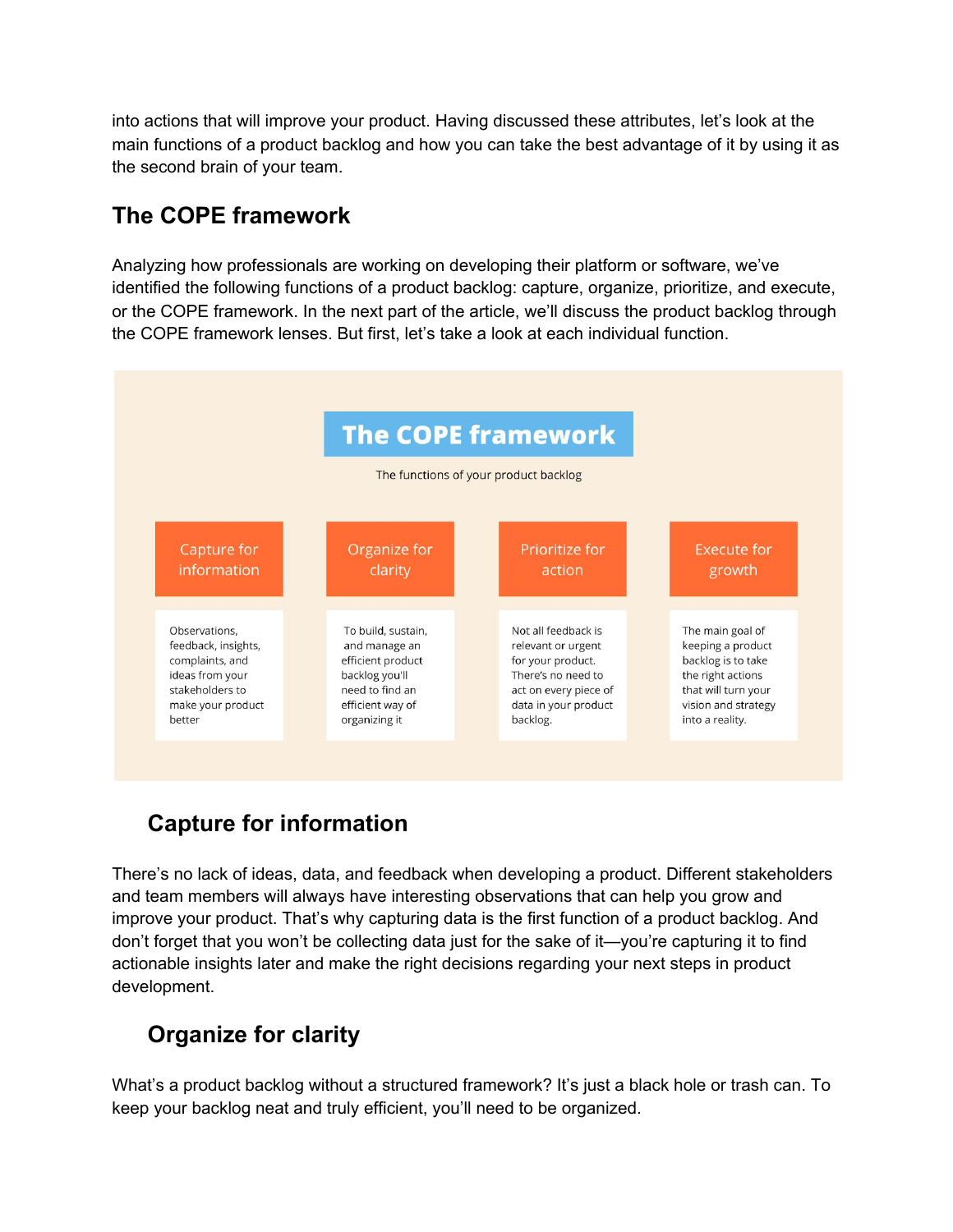into actions that will improve your product. Having discussed these attributes, let's look at the main functions of a product backlog and how you can take the best advantage of it by using it as the second brain of your team.

## The COPE framework

Analyzing how professionals are working on developing their platform or software, we've identified the following functions of a product backlog: capture, organize, prioritize, and execute, or the COPE framework. In the next part of the article, we'll discuss the product backlog through the COPE framework lenses. But first, let's take a look at each individual function.

**The COPE framework**

The functions of your product backlog

| Capture for information | Organize for clarity | Prioritize for action | Execute for growth |
| --- | --- | --- | --- |
| Observations, feedback, insights, complaints, and ideas from your stakeholders to make your product better | To build, sustain, and manage an efficient product backlog you'll need to find an efficient way of organizing it | Not all feedback is relevant or urgent for your product. There's no need to act on every piece of data in your product backlog. | The main goal of keeping a product backlog is to take the right actions that will turn your vision and strategy into a reality. |

### Capture for information

There's no lack of ideas, data, and feedback when developing a product. Different stakeholders and team members will always have interesting observations that can help you grow and improve your product. That's why capturing data is the first function of a product backlog. And don't forget that you won't be collecting data just for the sake of it—you're capturing it to find actionable insights later and make the right decisions regarding your next steps in product development.

### Organize for clarity

What's a product backlog without a structured framework? It's just a black hole or trash can. To keep your backlog neat and truly efficient, you'll need to be organized.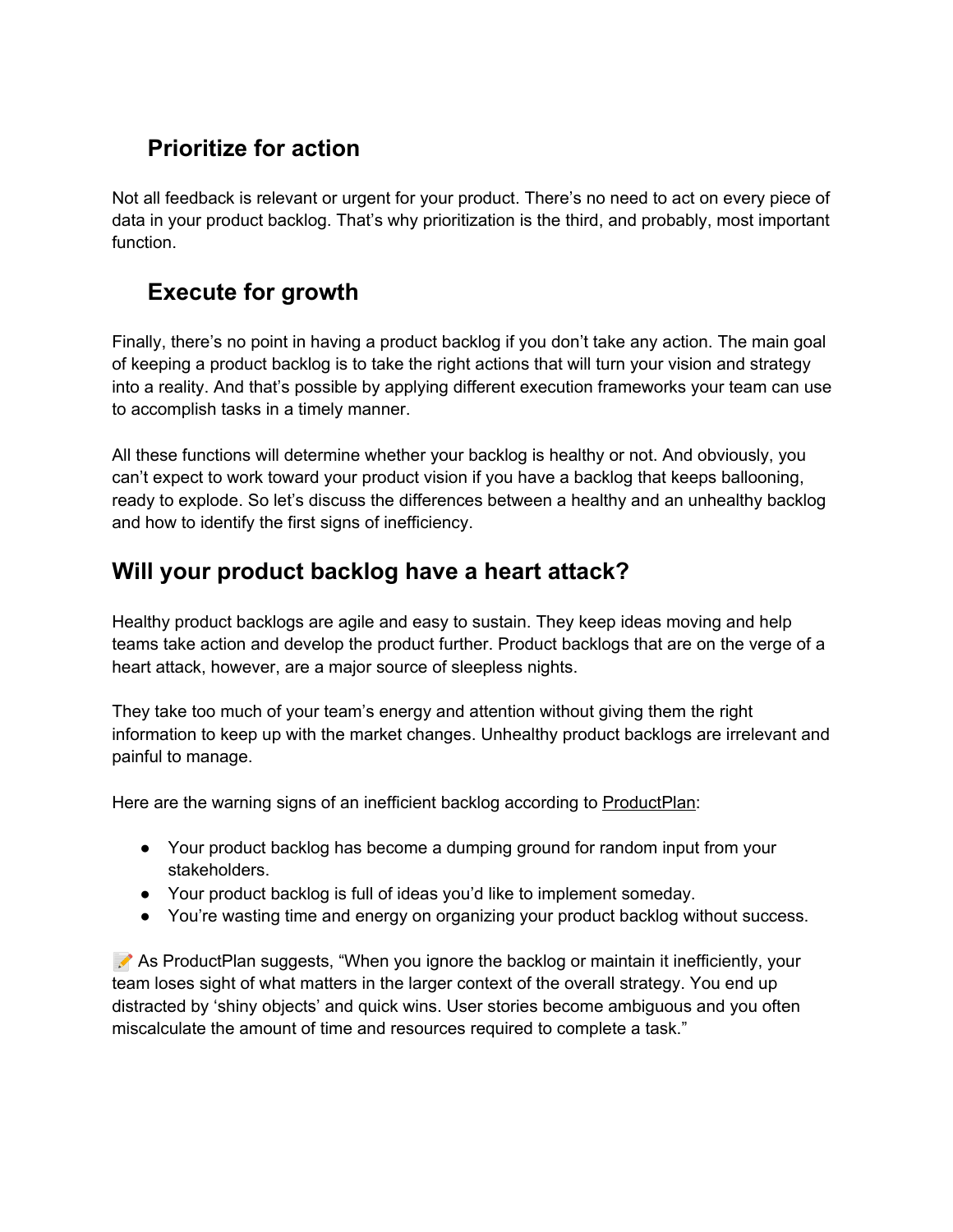### Prioritize for action

Not all feedback is relevant or urgent for your product. There's no need to act on every piece of data in your product backlog. That's why prioritization is the third, and probably, most important function.

### Execute for growth

Finally, there's no point in having a product backlog if you don't take any action. The main goal of keeping a product backlog is to take the right actions that will turn your vision and strategy into a reality. And that's possible by applying different execution frameworks your team can use to accomplish tasks in a timely manner.

All these functions will determine whether your backlog is healthy or not. And obviously, you can't expect to work toward your product vision if you have a backlog that keeps ballooning, ready to explode. So let's discuss the differences between a healthy and an unhealthy backlog and how to identify the first signs of inefficiency.

## Will your product backlog have a heart attack?

Healthy product backlogs are agile and easy to sustain. They keep ideas moving and help teams take action and develop the product further. Product backlogs that are on the verge of a heart attack, however, are a major source of sleepless nights.

They take too much of your team's energy and attention without giving them the right information to keep up with the market changes. Unhealthy product backlogs are irrelevant and painful to manage.

Here are the warning signs of an inefficient backlog according to ProductPlan:

- Your product backlog has become a dumping ground for random input from your stakeholders.
- Your product backlog is full of ideas you'd like to implement someday.
- You're wasting time and energy on organizing your product backlog without success.

📝 As ProductPlan suggests, "When you ignore the backlog or maintain it inefficiently, your team loses sight of what matters in the larger context of the overall strategy. You end up distracted by 'shiny objects' and quick wins. User stories become ambiguous and you often miscalculate the amount of time and resources required to complete a task."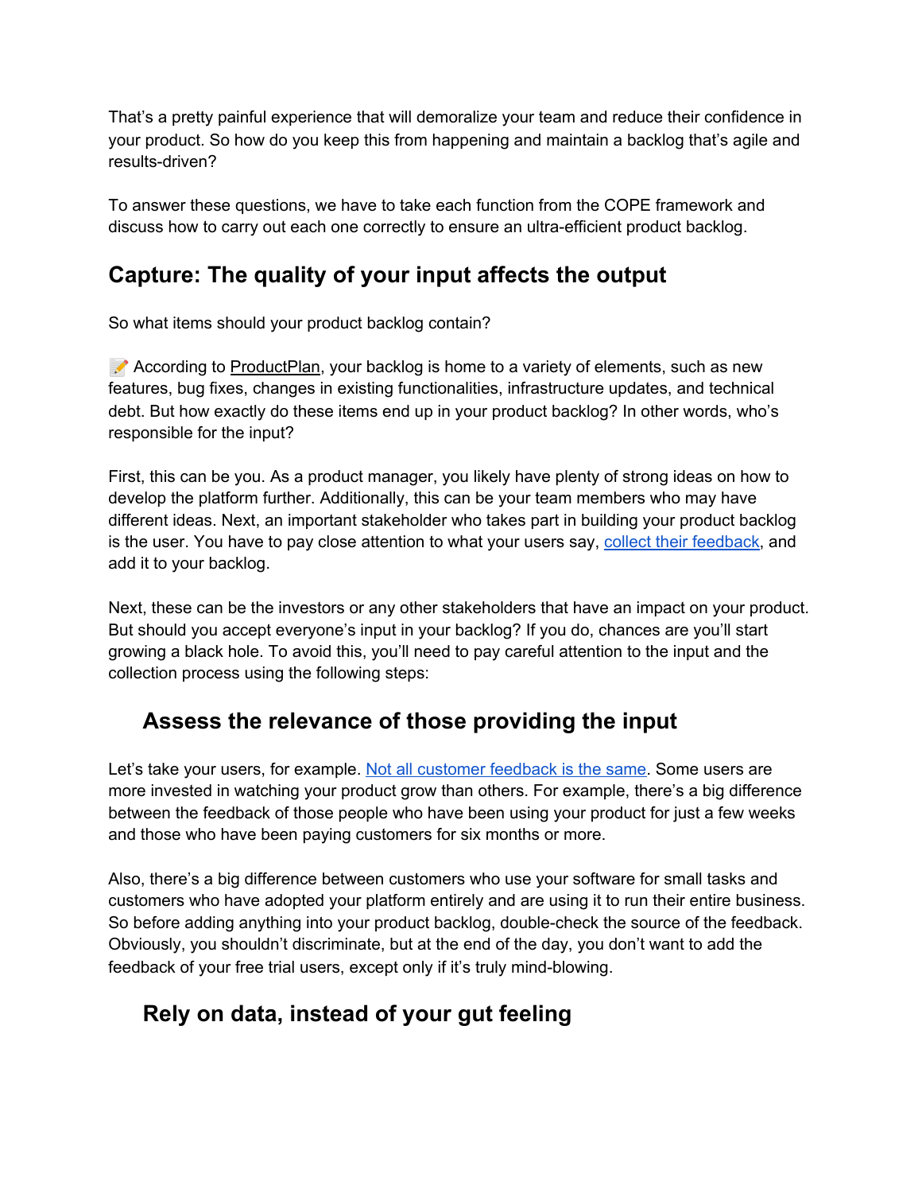That's a pretty painful experience that will demoralize your team and reduce their confidence in your product. So how do you keep this from happening and maintain a backlog that's agile and results-driven?

To answer these questions, we have to take each function from the COPE framework and discuss how to carry out each one correctly to ensure an ultra-efficient product backlog.

## Capture: The quality of your input affects the output

So what items should your product backlog contain?

📝 According to ProductPlan, your backlog is home to a variety of elements, such as new features, bug fixes, changes in existing functionalities, infrastructure updates, and technical debt. But how exactly do these items end up in your product backlog? In other words, who's responsible for the input?

First, this can be you. As a product manager, you likely have plenty of strong ideas on how to develop the platform further. Additionally, this can be your team members who may have different ideas. Next, an important stakeholder who takes part in building your product backlog is the user. You have to pay close attention to what your users say, collect their feedback, and add it to your backlog.

Next, these can be the investors or any other stakeholders that have an impact on your product. But should you accept everyone's input in your backlog? If you do, chances are you'll start growing a black hole. To avoid this, you'll need to pay careful attention to the input and the collection process using the following steps:

### Assess the relevance of those providing the input

Let's take your users, for example. Not all customer feedback is the same. Some users are more invested in watching your product grow than others. For example, there's a big difference between the feedback of those people who have been using your product for just a few weeks and those who have been paying customers for six months or more.

Also, there's a big difference between customers who use your software for small tasks and customers who have adopted your platform entirely and are using it to run their entire business. So before adding anything into your product backlog, double-check the source of the feedback. Obviously, you shouldn't discriminate, but at the end of the day, you don't want to add the feedback of your free trial users, except only if it's truly mind-blowing.

### Rely on data, instead of your gut feeling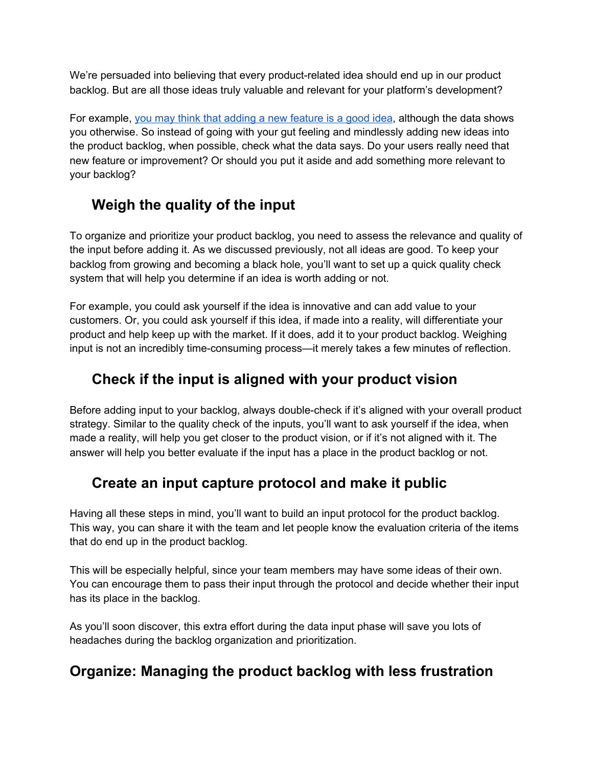We're persuaded into believing that every product-related idea should end up in our product backlog. But are all those ideas truly valuable and relevant for your platform's development?

For example, [you may think that adding a new feature is a good idea](), although the data shows you otherwise. So instead of going with your gut feeling and mindlessly adding new ideas into the product backlog, when possible, check what the data says. Do your users really need that new feature or improvement? Or should you put it aside and add something more relevant to your backlog?

### Weigh the quality of the input

To organize and prioritize your product backlog, you need to assess the relevance and quality of the input before adding it. As we discussed previously, not all ideas are good. To keep your backlog from growing and becoming a black hole, you'll want to set up a quick quality check system that will help you determine if an idea is worth adding or not.

For example, you could ask yourself if the idea is innovative and can add value to your customers. Or, you could ask yourself if this idea, if made into a reality, will differentiate your product and help keep up with the market. If it does, add it to your product backlog. Weighing input is not an incredibly time-consuming process—it merely takes a few minutes of reflection.

### Check if the input is aligned with your product vision

Before adding input to your backlog, always double-check if it's aligned with your overall product strategy. Similar to the quality check of the inputs, you'll want to ask yourself if the idea, when made a reality, will help you get closer to the product vision, or if it's not aligned with it. The answer will help you better evaluate if the input has a place in the product backlog or not.

### Create an input capture protocol and make it public

Having all these steps in mind, you'll want to build an input protocol for the product backlog. This way, you can share it with the team and let people know the evaluation criteria of the items that do end up in the product backlog.

This will be especially helpful, since your team members may have some ideas of their own. You can encourage them to pass their input through the protocol and decide whether their input has its place in the backlog.

As you'll soon discover, this extra effort during the data input phase will save you lots of headaches during the backlog organization and prioritization.

## Organize: Managing the product backlog with less frustration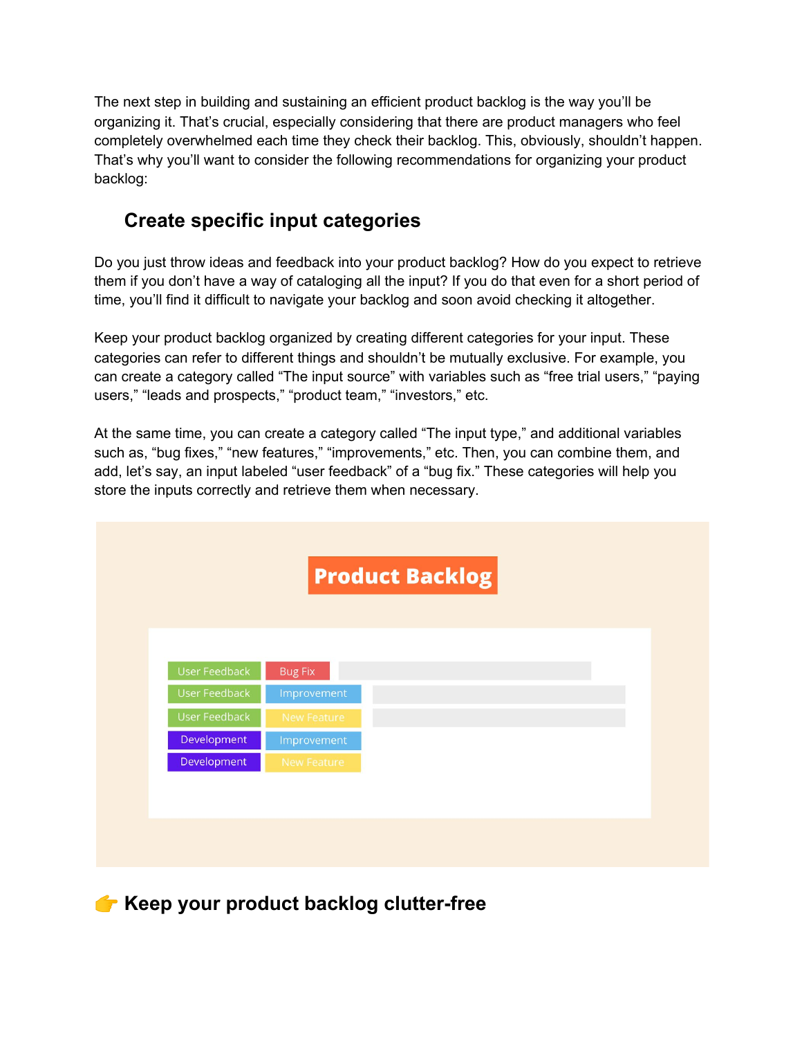The next step in building and sustaining an efficient product backlog is the way you'll be organizing it. That's crucial, especially considering that there are product managers who feel completely overwhelmed each time they check their backlog. This, obviously, shouldn't happen. That's why you'll want to consider the following recommendations for organizing your product backlog:

### Create specific input categories

Do you just throw ideas and feedback into your product backlog? How do you expect to retrieve them if you don't have a way of cataloging all the input? If you do that even for a short period of time, you'll find it difficult to navigate your backlog and soon avoid checking it altogether.

Keep your product backlog organized by creating different categories for your input. These categories can refer to different things and shouldn't be mutually exclusive. For example, you can create a category called "The input source" with variables such as "free trial users," "paying users," "leads and prospects," "product team," "investors," etc.

At the same time, you can create a category called "The input type," and additional variables such as, "bug fixes," "new features," "improvements," etc. Then, you can combine them, and add, let's say, an input labeled "user feedback" of a "bug fix." These categories will help you store the inputs correctly and retrieve them when necessary.

### 👉 Keep your product backlog clutter-free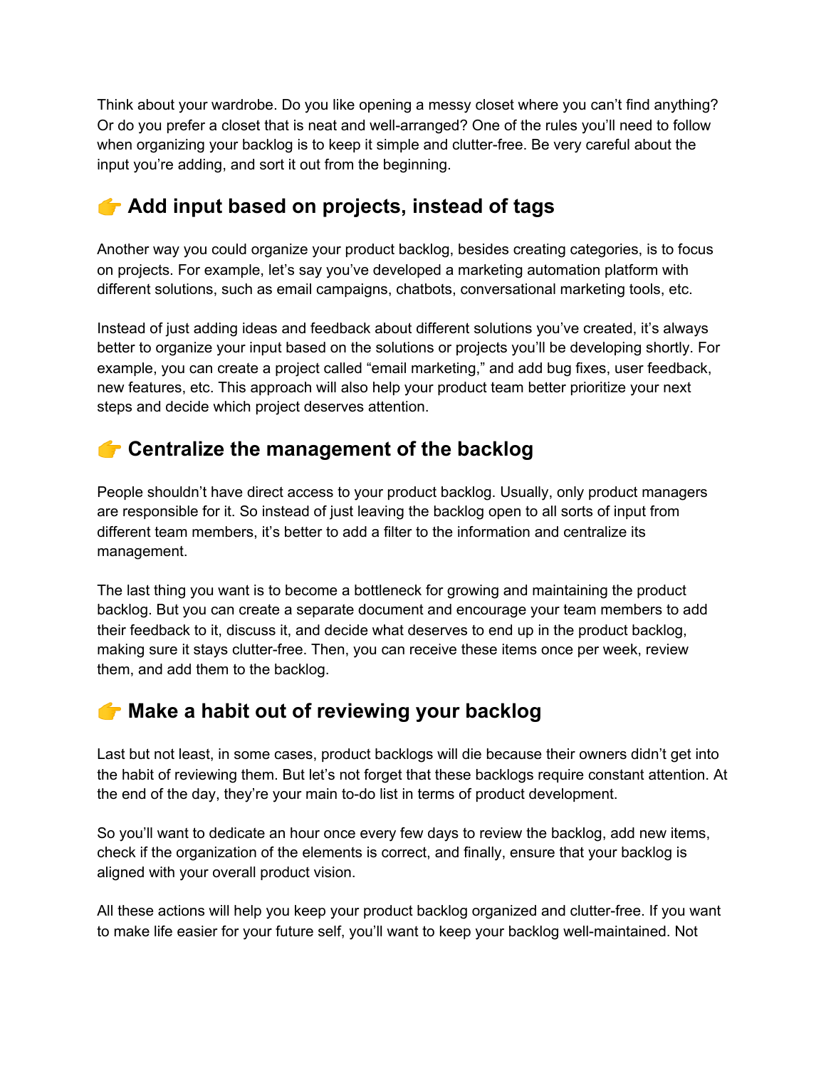Think about your wardrobe. Do you like opening a messy closet where you can't find anything? Or do you prefer a closet that is neat and well-arranged? One of the rules you'll need to follow when organizing your backlog is to keep it simple and clutter-free. Be very careful about the input you're adding, and sort it out from the beginning.

## 👉 Add input based on projects, instead of tags

Another way you could organize your product backlog, besides creating categories, is to focus on projects. For example, let's say you've developed a marketing automation platform with different solutions, such as email campaigns, chatbots, conversational marketing tools, etc.

Instead of just adding ideas and feedback about different solutions you've created, it's always better to organize your input based on the solutions or projects you'll be developing shortly. For example, you can create a project called "email marketing," and add bug fixes, user feedback, new features, etc. This approach will also help your product team better prioritize your next steps and decide which project deserves attention.

## 👉 Centralize the management of the backlog

People shouldn't have direct access to your product backlog. Usually, only product managers are responsible for it. So instead of just leaving the backlog open to all sorts of input from different team members, it's better to add a filter to the information and centralize its management.

The last thing you want is to become a bottleneck for growing and maintaining the product backlog. But you can create a separate document and encourage your team members to add their feedback to it, discuss it, and decide what deserves to end up in the product backlog, making sure it stays clutter-free. Then, you can receive these items once per week, review them, and add them to the backlog.

## 👉 Make a habit out of reviewing your backlog

Last but not least, in some cases, product backlogs will die because their owners didn't get into the habit of reviewing them. But let's not forget that these backlogs require constant attention. At the end of the day, they're your main to-do list in terms of product development.

So you'll want to dedicate an hour once every few days to review the backlog, add new items, check if the organization of the elements is correct, and finally, ensure that your backlog is aligned with your overall product vision.

All these actions will help you keep your product backlog organized and clutter-free. If you want to make life easier for your future self, you'll want to keep your backlog well-maintained. Not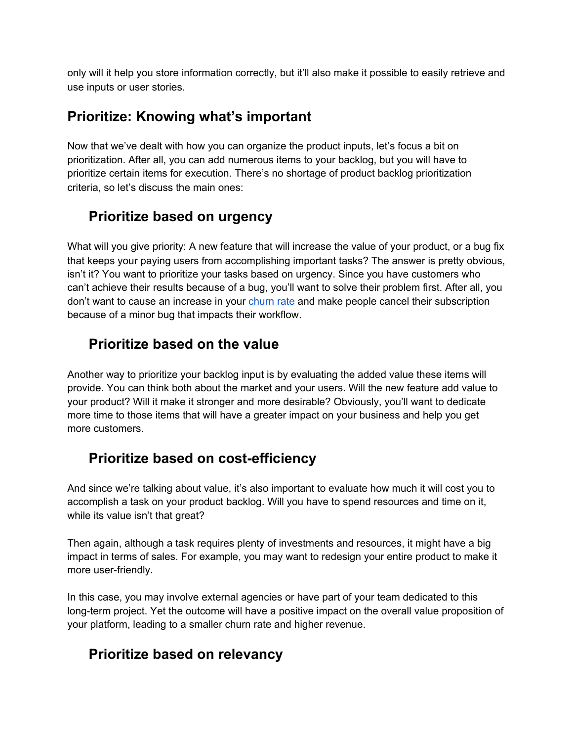only will it help you store information correctly, but it'll also make it possible to easily retrieve and use inputs or user stories.

## Prioritize: Knowing what's important

Now that we've dealt with how you can organize the product inputs, let's focus a bit on prioritization. After all, you can add numerous items to your backlog, but you will have to prioritize certain items for execution. There's no shortage of product backlog prioritization criteria, so let's discuss the main ones:

### Prioritize based on urgency

What will you give priority: A new feature that will increase the value of your product, or a bug fix that keeps your paying users from accomplishing important tasks? The answer is pretty obvious, isn't it? You want to prioritize your tasks based on urgency. Since you have customers who can't achieve their results because of a bug, you'll want to solve their problem first. After all, you don't want to cause an increase in your churn rate and make people cancel their subscription because of a minor bug that impacts their workflow.

### Prioritize based on the value

Another way to prioritize your backlog input is by evaluating the added value these items will provide. You can think both about the market and your users. Will the new feature add value to your product? Will it make it stronger and more desirable? Obviously, you'll want to dedicate more time to those items that will have a greater impact on your business and help you get more customers.

### Prioritize based on cost-efficiency

And since we're talking about value, it's also important to evaluate how much it will cost you to accomplish a task on your product backlog. Will you have to spend resources and time on it, while its value isn't that great?

Then again, although a task requires plenty of investments and resources, it might have a big impact in terms of sales. For example, you may want to redesign your entire product to make it more user-friendly.

In this case, you may involve external agencies or have part of your team dedicated to this long-term project. Yet the outcome will have a positive impact on the overall value proposition of your platform, leading to a smaller churn rate and higher revenue.

### Prioritize based on relevancy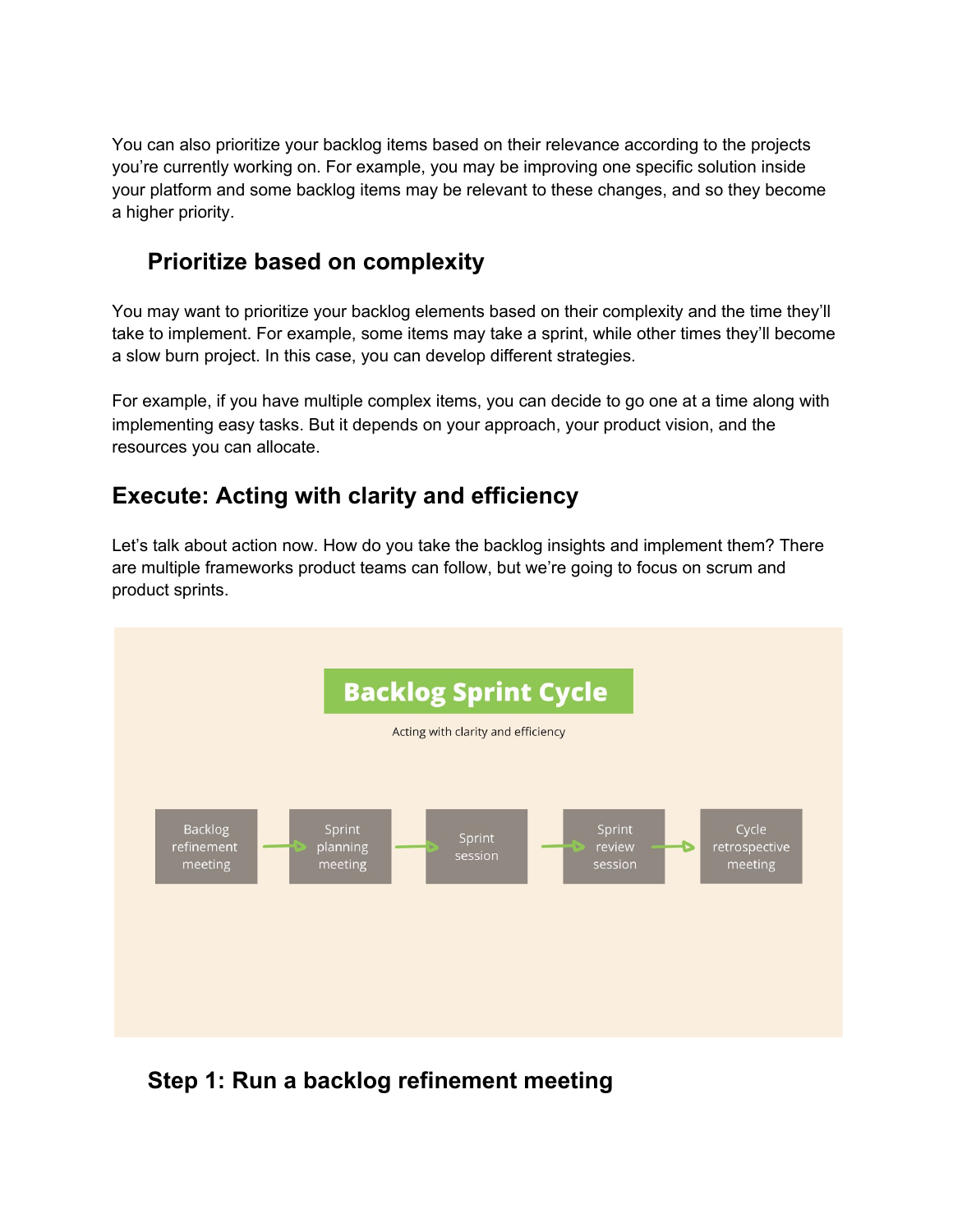You can also prioritize your backlog items based on their relevance according to the projects you're currently working on. For example, you may be improving one specific solution inside your platform and some backlog items may be relevant to these changes, and so they become a higher priority.

### Prioritize based on complexity

You may want to prioritize your backlog elements based on their complexity and the time they'll take to implement. For example, some items may take a sprint, while other times they'll become a slow burn project. In this case, you can develop different strategies.

For example, if you have multiple complex items, you can decide to go one at a time along with implementing easy tasks. But it depends on your approach, your product vision, and the resources you can allocate.

## Execute: Acting with clarity and efficiency

Let's talk about action now. How do you take the backlog insights and implement them? There are multiple frameworks product teams can follow, but we're going to focus on scrum and product sprints.

**Backlog Sprint Cycle**

Acting with clarity and efficiency

Backlog refinement meeting → Sprint planning meeting → Sprint session → Sprint review session → Cycle retrospective meeting

### Step 1: Run a backlog refinement meeting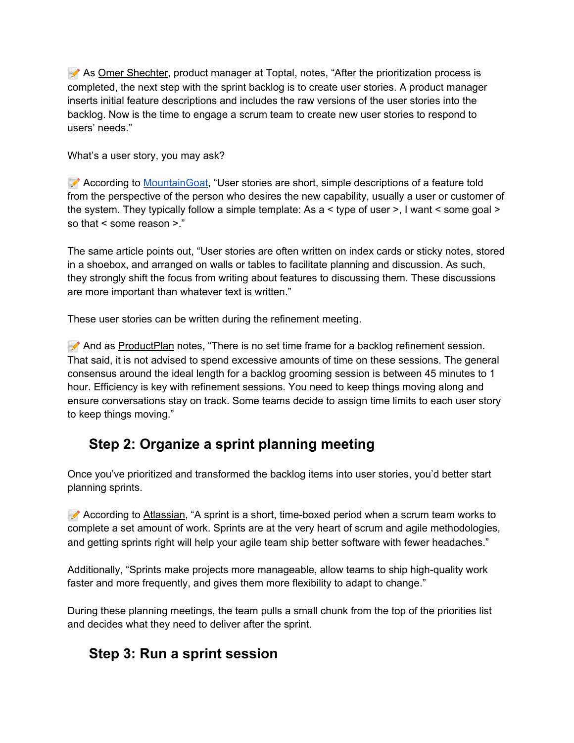📝 As Omer Shechter, product manager at Toptal, notes, "After the prioritization process is completed, the next step with the sprint backlog is to create user stories. A product manager inserts initial feature descriptions and includes the raw versions of the user stories into the backlog. Now is the time to engage a scrum team to create new user stories to respond to users' needs."

What's a user story, you may ask?

📝 According to MountainGoat, "User stories are short, simple descriptions of a feature told from the perspective of the person who desires the new capability, usually a user or customer of the system. They typically follow a simple template: As a < type of user >, I want < some goal > so that < some reason >."

The same article points out, "User stories are often written on index cards or sticky notes, stored in a shoebox, and arranged on walls or tables to facilitate planning and discussion. As such, they strongly shift the focus from writing about features to discussing them. These discussions are more important than whatever text is written."

These user stories can be written during the refinement meeting.

📝 And as ProductPlan notes, "There is no set time frame for a backlog refinement session. That said, it is not advised to spend excessive amounts of time on these sessions. The general consensus around the ideal length for a backlog grooming session is between 45 minutes to 1 hour. Efficiency is key with refinement sessions. You need to keep things moving along and ensure conversations stay on track. Some teams decide to assign time limits to each user story to keep things moving."

## Step 2: Organize a sprint planning meeting

Once you've prioritized and transformed the backlog items into user stories, you'd better start planning sprints.

📝 According to Atlassian, "A sprint is a short, time-boxed period when a scrum team works to complete a set amount of work. Sprints are at the very heart of scrum and agile methodologies, and getting sprints right will help your agile team ship better software with fewer headaches."

Additionally, "Sprints make projects more manageable, allow teams to ship high-quality work faster and more frequently, and gives them more flexibility to adapt to change."

During these planning meetings, the team pulls a small chunk from the top of the priorities list and decides what they need to deliver after the sprint.

## Step 3: Run a sprint session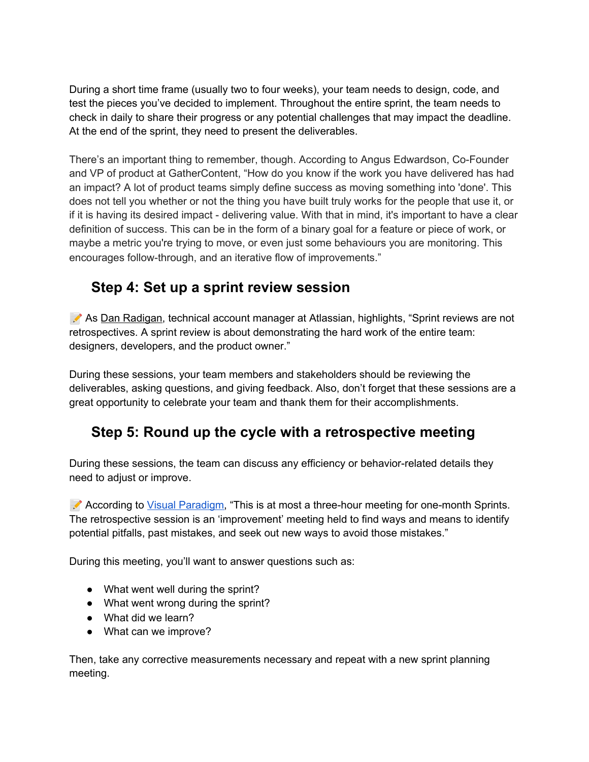During a short time frame (usually two to four weeks), your team needs to design, code, and test the pieces you've decided to implement. Throughout the entire sprint, the team needs to check in daily to share their progress or any potential challenges that may impact the deadline. At the end of the sprint, they need to present the deliverables.

There's an important thing to remember, though. According to Angus Edwardson, Co-Founder and VP of product at GatherContent, "How do you know if the work you have delivered has had an impact? A lot of product teams simply define success as moving something into 'done'. This does not tell you whether or not the thing you have built truly works for the people that use it, or if it is having its desired impact - delivering value. With that in mind, it's important to have a clear definition of success. This can be in the form of a binary goal for a feature or piece of work, or maybe a metric you're trying to move, or even just some behaviours you are monitoring. This encourages follow-through, and an iterative flow of improvements."

## Step 4: Set up a sprint review session

📝 As Dan Radigan, technical account manager at Atlassian, highlights, "Sprint reviews are not retrospectives. A sprint review is about demonstrating the hard work of the entire team: designers, developers, and the product owner."

During these sessions, your team members and stakeholders should be reviewing the deliverables, asking questions, and giving feedback. Also, don't forget that these sessions are a great opportunity to celebrate your team and thank them for their accomplishments.

## Step 5: Round up the cycle with a retrospective meeting

During these sessions, the team can discuss any efficiency or behavior-related details they need to adjust or improve.

📝 According to Visual Paradigm, "This is at most a three-hour meeting for one-month Sprints. The retrospective session is an 'improvement' meeting held to find ways and means to identify potential pitfalls, past mistakes, and seek out new ways to avoid those mistakes."

During this meeting, you'll want to answer questions such as:

- What went well during the sprint?
- What went wrong during the sprint?
- What did we learn?
- What can we improve?

Then, take any corrective measurements necessary and repeat with a new sprint planning meeting.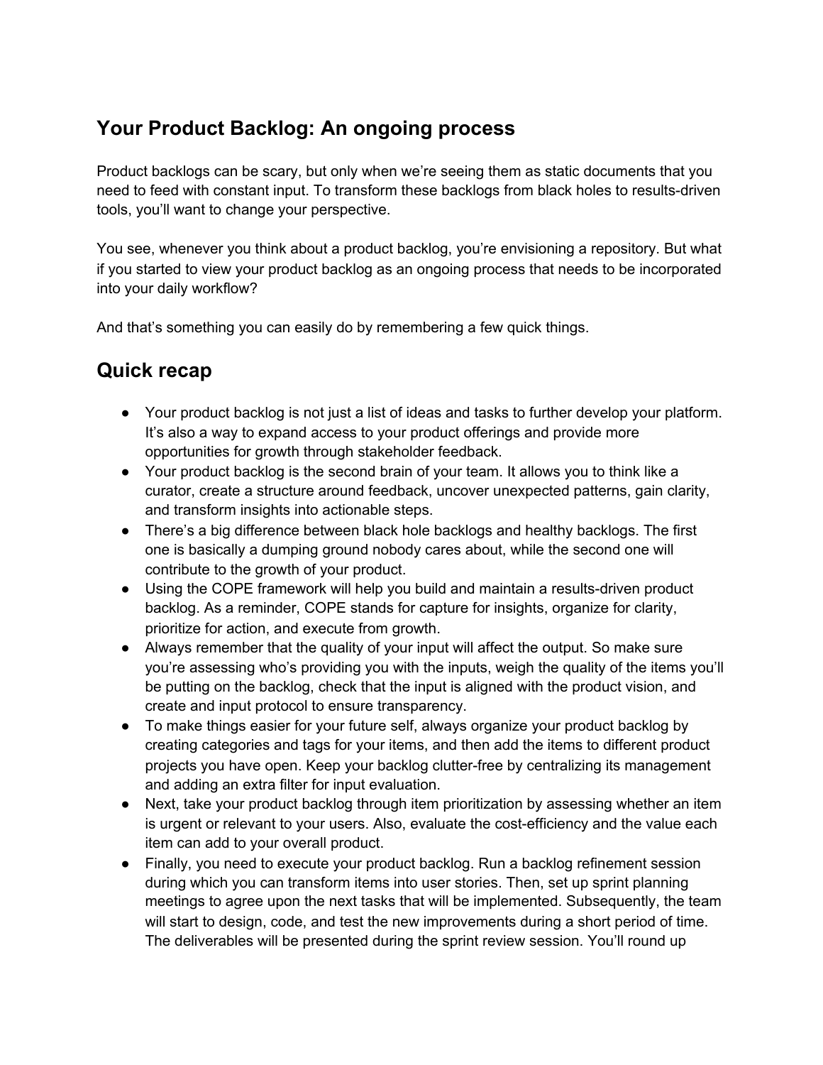## Your Product Backlog: An ongoing process

Product backlogs can be scary, but only when we're seeing them as static documents that you need to feed with constant input. To transform these backlogs from black holes to results-driven tools, you'll want to change your perspective.

You see, whenever you think about a product backlog, you're envisioning a repository. But what if you started to view your product backlog as an ongoing process that needs to be incorporated into your daily workflow?

And that's something you can easily do by remembering a few quick things.

## Quick recap

- Your product backlog is not just a list of ideas and tasks to further develop your platform. It's also a way to expand access to your product offerings and provide more opportunities for growth through stakeholder feedback.
- Your product backlog is the second brain of your team. It allows you to think like a curator, create a structure around feedback, uncover unexpected patterns, gain clarity, and transform insights into actionable steps.
- There's a big difference between black hole backlogs and healthy backlogs. The first one is basically a dumping ground nobody cares about, while the second one will contribute to the growth of your product.
- Using the COPE framework will help you build and maintain a results-driven product backlog. As a reminder, COPE stands for capture for insights, organize for clarity, prioritize for action, and execute from growth.
- Always remember that the quality of your input will affect the output. So make sure you're assessing who's providing you with the inputs, weigh the quality of the items you'll be putting on the backlog, check that the input is aligned with the product vision, and create and input protocol to ensure transparency.
- To make things easier for your future self, always organize your product backlog by creating categories and tags for your items, and then add the items to different product projects you have open. Keep your backlog clutter-free by centralizing its management and adding an extra filter for input evaluation.
- Next, take your product backlog through item prioritization by assessing whether an item is urgent or relevant to your users. Also, evaluate the cost-efficiency and the value each item can add to your overall product.
- Finally, you need to execute your product backlog. Run a backlog refinement session during which you can transform items into user stories. Then, set up sprint planning meetings to agree upon the next tasks that will be implemented. Subsequently, the team will start to design, code, and test the new improvements during a short period of time. The deliverables will be presented during the sprint review session. You'll round up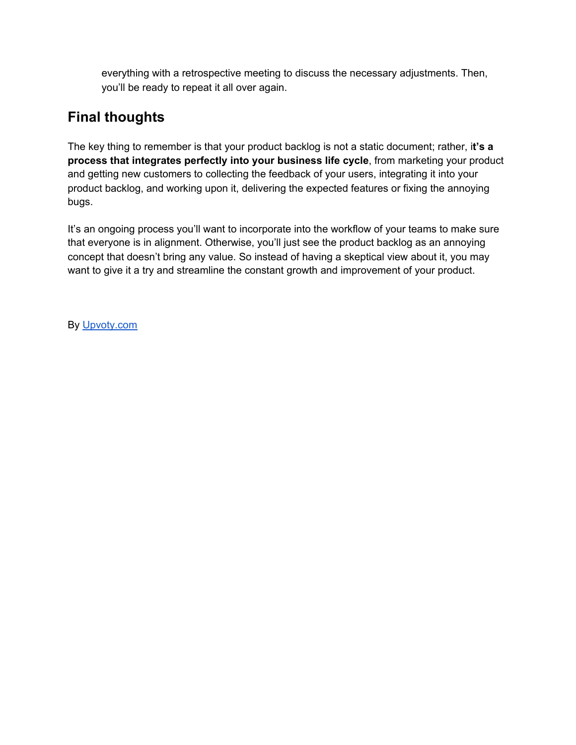everything with a retrospective meeting to discuss the necessary adjustments. Then, you'll be ready to repeat it all over again.

## Final thoughts

The key thing to remember is that your product backlog is not a static document; rather, i**t's a process that integrates perfectly into your business life cycle**, from marketing your product and getting new customers to collecting the feedback of your users, integrating it into your product backlog, and working upon it, delivering the expected features or fixing the annoying bugs.

It's an ongoing process you'll want to incorporate into the workflow of your teams to make sure that everyone is in alignment. Otherwise, you'll just see the product backlog as an annoying concept that doesn't bring any value. So instead of having a skeptical view about it, you may want to give it a try and streamline the constant growth and improvement of your product.

By [Upvoty.com](https://upvoty.com)